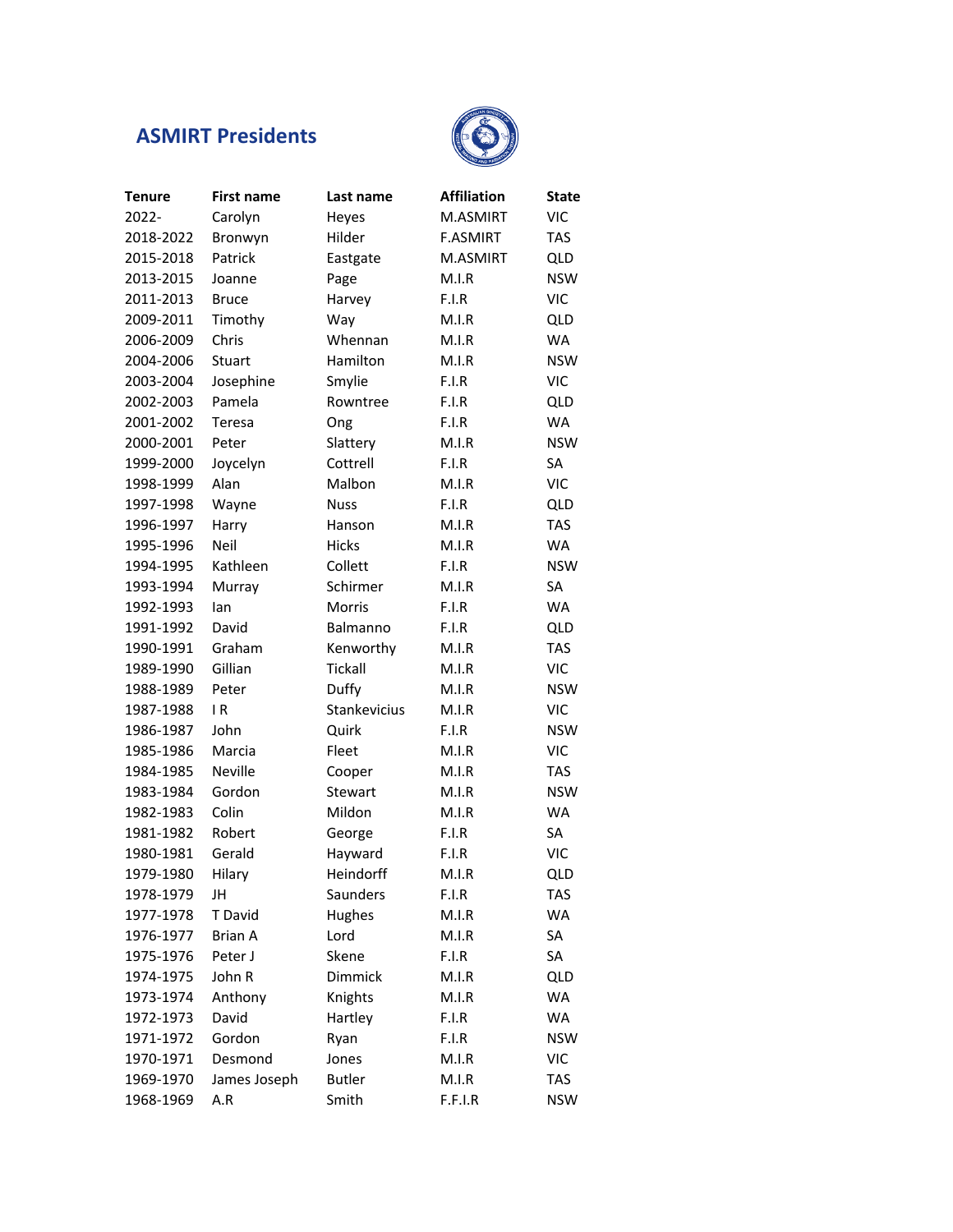# ASMIRT Presidents

| Tenure | First name | Last name | Affiliation | State |
|---|---|---|---|---|
| 2022- | Carolyn | Heyes | M.ASMIRT | VIC |
| 2018-2022 | Bronwyn | Hilder | F.ASMIRT | TAS |
| 2015-2018 | Patrick | Eastgate | M.ASMIRT | QLD |
| 2013-2015 | Joanne | Page | M.I.R | NSW |
| 2011-2013 | Bruce | Harvey | F.I.R | VIC |
| 2009-2011 | Timothy | Way | M.I.R | QLD |
| 2006-2009 | Chris | Whennan | M.I.R | WA |
| 2004-2006 | Stuart | Hamilton | M.I.R | NSW |
| 2003-2004 | Josephine | Smylie | F.I.R | VIC |
| 2002-2003 | Pamela | Rowntree | F.I.R | QLD |
| 2001-2002 | Teresa | Ong | F.I.R | WA |
| 2000-2001 | Peter | Slattery | M.I.R | NSW |
| 1999-2000 | Joycelyn | Cottrell | F.I.R | SA |
| 1998-1999 | Alan | Malbon | M.I.R | VIC |
| 1997-1998 | Wayne | Nuss | F.I.R | QLD |
| 1996-1997 | Harry | Hanson | M.I.R | TAS |
| 1995-1996 | Neil | Hicks | M.I.R | WA |
| 1994-1995 | Kathleen | Collett | F.I.R | NSW |
| 1993-1994 | Murray | Schirmer | M.I.R | SA |
| 1992-1993 | Ian | Morris | F.I.R | WA |
| 1991-1992 | David | Balmanno | F.I.R | QLD |
| 1990-1991 | Graham | Kenworthy | M.I.R | TAS |
| 1989-1990 | Gillian | Tickall | M.I.R | VIC |
| 1988-1989 | Peter | Duffy | M.I.R | NSW |
| 1987-1988 | I R | Stankevicius | M.I.R | VIC |
| 1986-1987 | John | Quirk | F.I.R | NSW |
| 1985-1986 | Marcia | Fleet | M.I.R | VIC |
| 1984-1985 | Neville | Cooper | M.I.R | TAS |
| 1983-1984 | Gordon | Stewart | M.I.R | NSW |
| 1982-1983 | Colin | Mildon | M.I.R | WA |
| 1981-1982 | Robert | George | F.I.R | SA |
| 1980-1981 | Gerald | Hayward | F.I.R | VIC |
| 1979-1980 | Hilary | Heindorff | M.I.R | QLD |
| 1978-1979 | JH | Saunders | F.I.R | TAS |
| 1977-1978 | T David | Hughes | M.I.R | WA |
| 1976-1977 | Brian A | Lord | M.I.R | SA |
| 1975-1976 | Peter J | Skene | F.I.R | SA |
| 1974-1975 | John R | Dimmick | M.I.R | QLD |
| 1973-1974 | Anthony | Knights | M.I.R | WA |
| 1972-1973 | David | Hartley | F.I.R | WA |
| 1971-1972 | Gordon | Ryan | F.I.R | NSW |
| 1970-1971 | Desmond | Jones | M.I.R | VIC |
| 1969-1970 | James Joseph | Butler | M.I.R | TAS |
| 1968-1969 | A.R | Smith | F.F.I.R | NSW |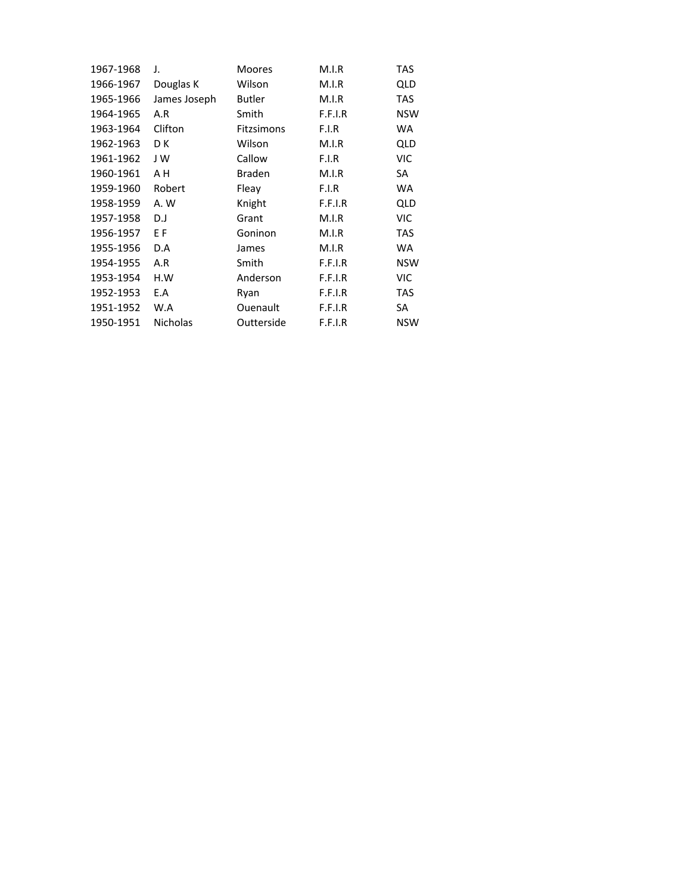| | | | | |
|---|---|---|---|---|
| 1967-1968 | J. | Moores | M.I.R | TAS |
| 1966-1967 | Douglas K | Wilson | M.I.R | QLD |
| 1965-1966 | James Joseph | Butler | M.I.R | TAS |
| 1964-1965 | A.R | Smith | F.F.I.R | NSW |
| 1963-1964 | Clifton | Fitzsimons | F.I.R | WA |
| 1962-1963 | D K | Wilson | M.I.R | QLD |
| 1961-1962 | J W | Callow | F.I.R | VIC |
| 1960-1961 | A H | Braden | M.I.R | SA |
| 1959-1960 | Robert | Fleay | F.I.R | WA |
| 1958-1959 | A. W | Knight | F.F.I.R | QLD |
| 1957-1958 | D.J | Grant | M.I.R | VIC |
| 1956-1957 | E F | Goninon | M.I.R | TAS |
| 1955-1956 | D.A | James | M.I.R | WA |
| 1954-1955 | A.R | Smith | F.F.I.R | NSW |
| 1953-1954 | H.W | Anderson | F.F.I.R | VIC |
| 1952-1953 | E.A | Ryan | F.F.I.R | TAS |
| 1951-1952 | W.A | Ouenault | F.F.I.R | SA |
| 1950-1951 | Nicholas | Outterside | F.F.I.R | NSW |